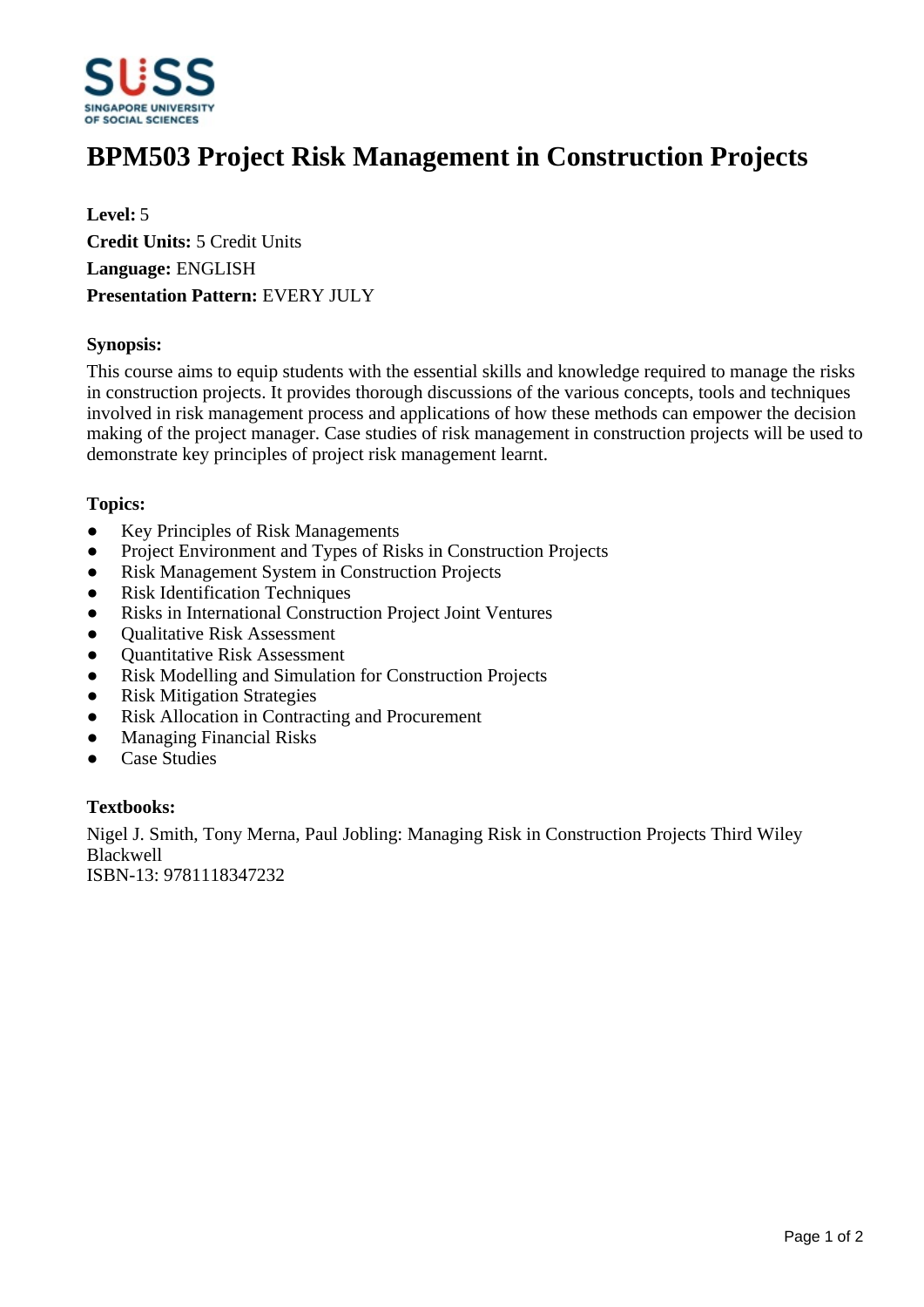# BPM503 Project Risk Management in Construction Projects

**Level:** 5
**Credit Units:** 5 Credit Units
**Language:** ENGLISH
**Presentation Pattern:** EVERY JULY

**Synopsis:**

This course aims to equip students with the essential skills and knowledge required to manage the risks in construction projects. It provides thorough discussions of the various concepts, tools and techniques involved in risk management process and applications of how these methods can empower the decision making of the project manager. Case studies of risk management in construction projects will be used to demonstrate key principles of project risk management learnt.

**Topics:**

- Key Principles of Risk Managements
- Project Environment and Types of Risks in Construction Projects
- Risk Management System in Construction Projects
- Risk Identification Techniques
- Risks in International Construction Project Joint Ventures
- Qualitative Risk Assessment
- Quantitative Risk Assessment
- Risk Modelling and Simulation for Construction Projects
- Risk Mitigation Strategies
- Risk Allocation in Contracting and Procurement
- Managing Financial Risks
- Case Studies

**Textbooks:**

Nigel J. Smith, Tony Merna, Paul Jobling: Managing Risk in Construction Projects Third Wiley Blackwell
ISBN-13: 9781118347232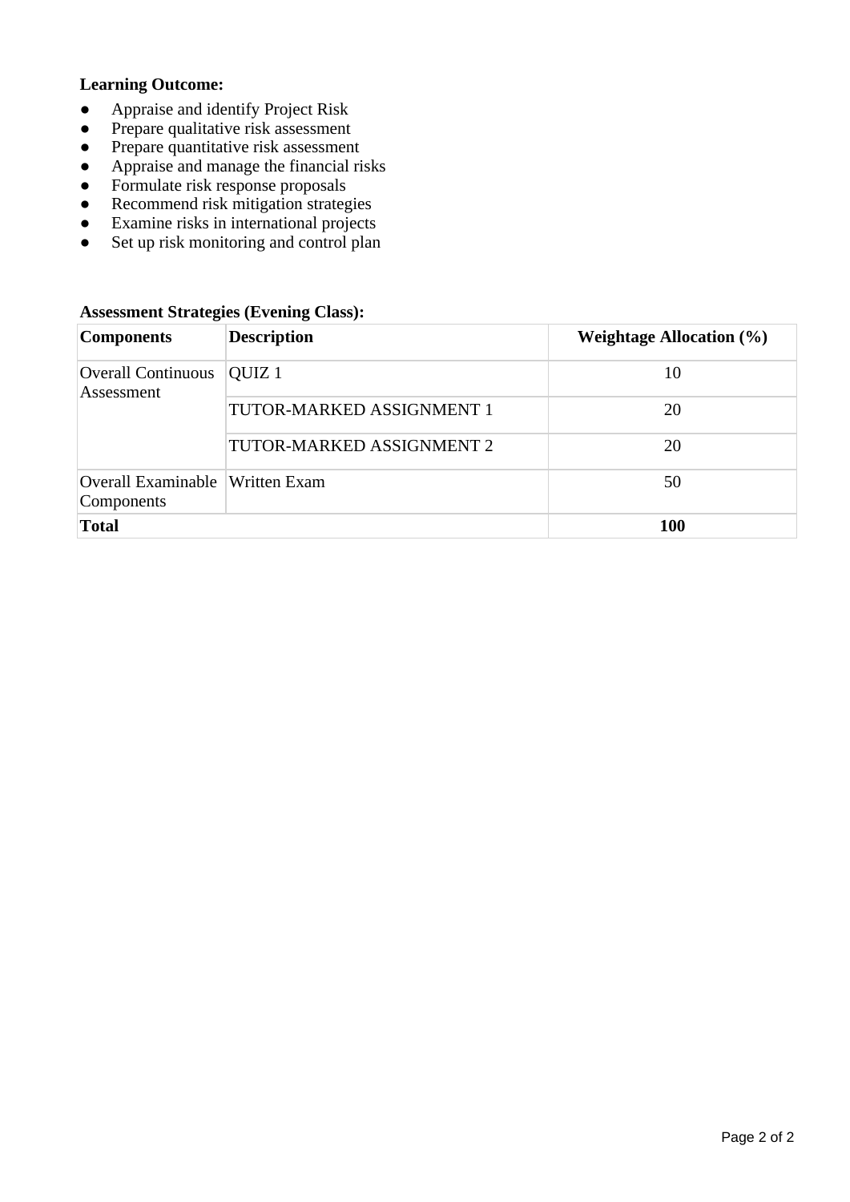**Learning Outcome:**

- Appraise and identify Project Risk
- Prepare qualitative risk assessment
- Prepare quantitative risk assessment
- Appraise and manage the financial risks
- Formulate risk response proposals
- Recommend risk mitigation strategies
- Examine risks in international projects
- Set up risk monitoring and control plan

**Assessment Strategies (Evening Class):**

| **Components** | **Description** | **Weightage Allocation (%)** |
|---|---|---|
| Overall Continuous Assessment | QUIZ 1 | 10 |
| | TUTOR-MARKED ASSIGNMENT 1 | 20 |
| | TUTOR-MARKED ASSIGNMENT 2 | 20 |
| Overall Examinable Components | Written Exam | 50 |
| **Total** | | **100** |